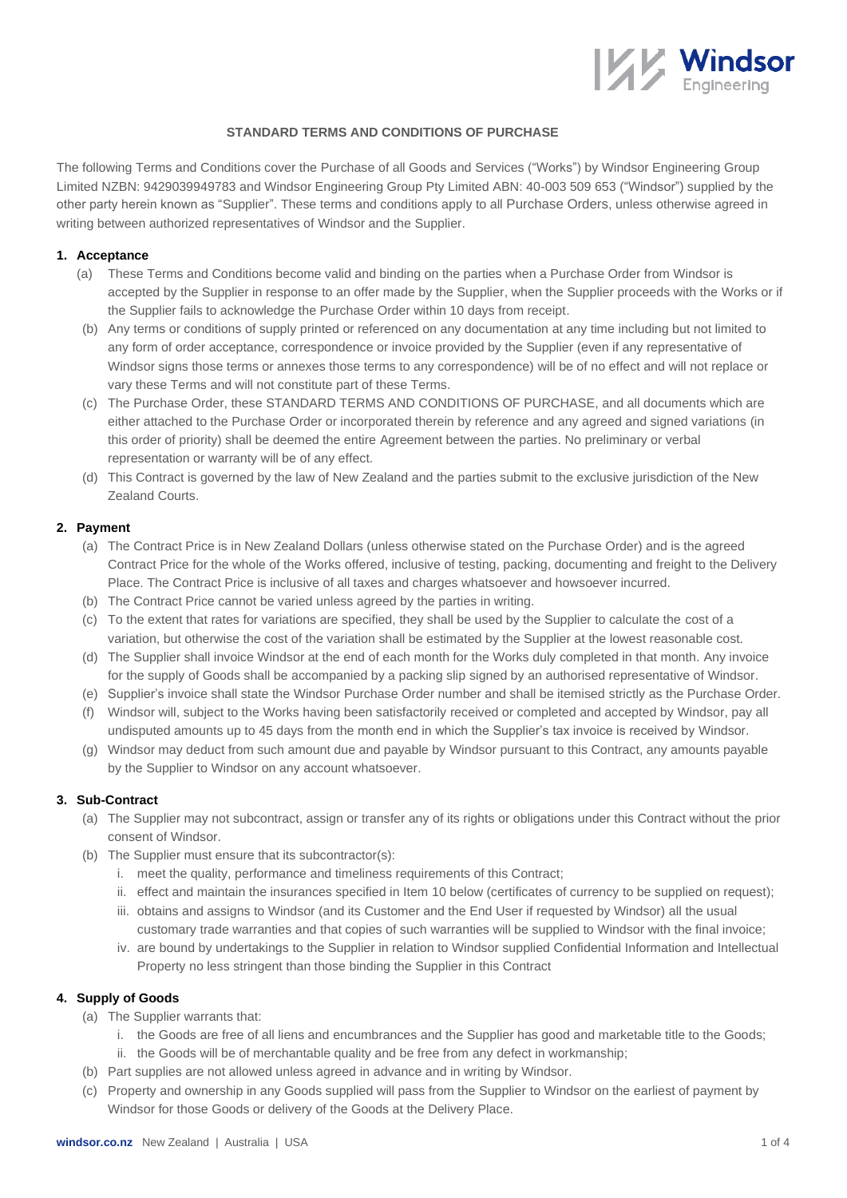## STANDARD TERMS AND CONDITIONS OF PURCHASE

The following Terms and Conditions cover the Purchase of all Goods and Services ("Works") by Windsor Engineering Group Limited NZBN: 9429039949783 and Windsor Engineering Group Pty Limited ABN: 40-003 509 653 ("Windsor") supplied by the other party herein known as "Supplier". These terms and conditions apply to all Purchase Orders, unless otherwise agreed in writing between authorized representatives of Windsor and the Supplier.

### 1. Acceptance

(a) These Terms and Conditions become valid and binding on the parties when a Purchase Order from Windsor is accepted by the Supplier in response to an offer made by the Supplier, when the Supplier proceeds with the Works or if the Supplier fails to acknowledge the Purchase Order within 10 days from receipt.

(b) Any terms or conditions of supply printed or referenced on any documentation at any time including but not limited to any form of order acceptance, correspondence or invoice provided by the Supplier (even if any representative of Windsor signs those terms or annexes those terms to any correspondence) will be of no effect and will not replace or vary these Terms and will not constitute part of these Terms.

(c) The Purchase Order, these STANDARD TERMS AND CONDITIONS OF PURCHASE, and all documents which are either attached to the Purchase Order or incorporated therein by reference and any agreed and signed variations (in this order of priority) shall be deemed the entire Agreement between the parties. No preliminary or verbal representation or warranty will be of any effect.

(d) This Contract is governed by the law of New Zealand and the parties submit to the exclusive jurisdiction of the New Zealand Courts.

### 2. Payment

(a) The Contract Price is in New Zealand Dollars (unless otherwise stated on the Purchase Order) and is the agreed Contract Price for the whole of the Works offered, inclusive of testing, packing, documenting and freight to the Delivery Place. The Contract Price is inclusive of all taxes and charges whatsoever and howsoever incurred.

(b) The Contract Price cannot be varied unless agreed by the parties in writing.

(c) To the extent that rates for variations are specified, they shall be used by the Supplier to calculate the cost of a variation, but otherwise the cost of the variation shall be estimated by the Supplier at the lowest reasonable cost.

(d) The Supplier shall invoice Windsor at the end of each month for the Works duly completed in that month. Any invoice for the supply of Goods shall be accompanied by a packing slip signed by an authorised representative of Windsor.

(e) Supplier's invoice shall state the Windsor Purchase Order number and shall be itemised strictly as the Purchase Order.

(f) Windsor will, subject to the Works having been satisfactorily received or completed and accepted by Windsor, pay all undisputed amounts up to 45 days from the month end in which the Supplier's tax invoice is received by Windsor.

(g) Windsor may deduct from such amount due and payable by Windsor pursuant to this Contract, any amounts payable by the Supplier to Windsor on any account whatsoever.

### 3. Sub-Contract

(a) The Supplier may not subcontract, assign or transfer any of its rights or obligations under this Contract without the prior consent of Windsor.

(b) The Supplier must ensure that its subcontractor(s):

i. meet the quality, performance and timeliness requirements of this Contract;

ii. effect and maintain the insurances specified in Item 10 below (certificates of currency to be supplied on request);

iii. obtains and assigns to Windsor (and its Customer and the End User if requested by Windsor) all the usual customary trade warranties and that copies of such warranties will be supplied to Windsor with the final invoice;

iv. are bound by undertakings to the Supplier in relation to Windsor supplied Confidential Information and Intellectual Property no less stringent than those binding the Supplier in this Contract

### 4. Supply of Goods

(a) The Supplier warrants that:

i. the Goods are free of all liens and encumbrances and the Supplier has good and marketable title to the Goods;

ii. the Goods will be of merchantable quality and be free from any defect in workmanship;

(b) Part supplies are not allowed unless agreed in advance and in writing by Windsor.

(c) Property and ownership in any Goods supplied will pass from the Supplier to Windsor on the earliest of payment by Windsor for those Goods or delivery of the Goods at the Delivery Place.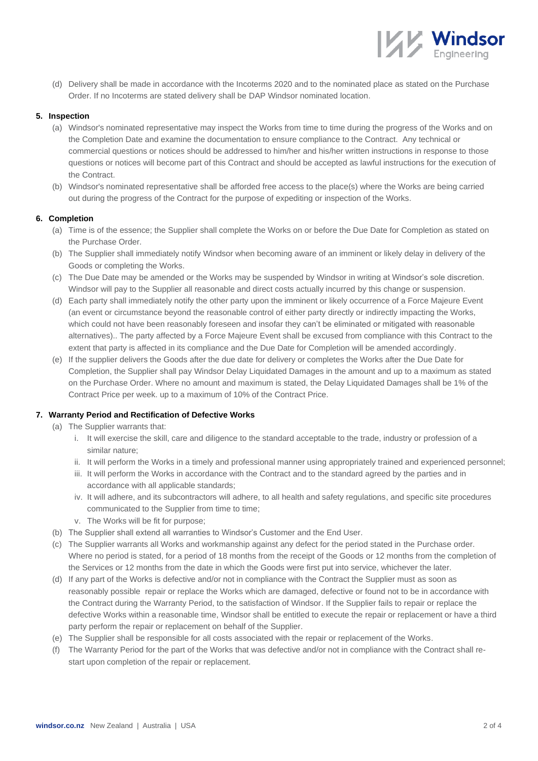(d) Delivery shall be made in accordance with the Incoterms 2020 and to the nominated place as stated on the Purchase Order. If no Incoterms are stated delivery shall be DAP Windsor nominated location.

**5. Inspection**

(a) Windsor's nominated representative may inspect the Works from time to time during the progress of the Works and on the Completion Date and examine the documentation to ensure compliance to the Contract. Any technical or commercial questions or notices should be addressed to him/her and his/her written instructions in response to those questions or notices will become part of this Contract and should be accepted as lawful instructions for the execution of the Contract.

(b) Windsor's nominated representative shall be afforded free access to the place(s) where the Works are being carried out during the progress of the Contract for the purpose of expediting or inspection of the Works.

**6. Completion**

(a) Time is of the essence; the Supplier shall complete the Works on or before the Due Date for Completion as stated on the Purchase Order.

(b) The Supplier shall immediately notify Windsor when becoming aware of an imminent or likely delay in delivery of the Goods or completing the Works.

(c) The Due Date may be amended or the Works may be suspended by Windsor in writing at Windsor's sole discretion. Windsor will pay to the Supplier all reasonable and direct costs actually incurred by this change or suspension.

(d) Each party shall immediately notify the other party upon the imminent or likely occurrence of a Force Majeure Event (an event or circumstance beyond the reasonable control of either party directly or indirectly impacting the Works, which could not have been reasonably foreseen and insofar they can't be eliminated or mitigated with reasonable alternatives).. The party affected by a Force Majeure Event shall be excused from compliance with this Contract to the extent that party is affected in its compliance and the Due Date for Completion will be amended accordingly.

(e) If the supplier delivers the Goods after the due date for delivery or completes the Works after the Due Date for Completion, the Supplier shall pay Windsor Delay Liquidated Damages in the amount and up to a maximum as stated on the Purchase Order. Where no amount and maximum is stated, the Delay Liquidated Damages shall be 1% of the Contract Price per week. up to a maximum of 10% of the Contract Price.

**7. Warranty Period and Rectification of Defective Works**

(a) The Supplier warrants that:

i. It will exercise the skill, care and diligence to the standard acceptable to the trade, industry or profession of a similar nature;

ii. It will perform the Works in a timely and professional manner using appropriately trained and experienced personnel;

iii. It will perform the Works in accordance with the Contract and to the standard agreed by the parties and in accordance with all applicable standards;

iv. It will adhere, and its subcontractors will adhere, to all health and safety regulations, and specific site procedures communicated to the Supplier from time to time;

v. The Works will be fit for purpose;

(b) The Supplier shall extend all warranties to Windsor's Customer and the End User.

(c) The Supplier warrants all Works and workmanship against any defect for the period stated in the Purchase order. Where no period is stated, for a period of 18 months from the receipt of the Goods or 12 months from the completion of the Services or 12 months from the date in which the Goods were first put into service, whichever the later.

(d) If any part of the Works is defective and/or not in compliance with the Contract the Supplier must as soon as reasonably possible repair or replace the Works which are damaged, defective or found not to be in accordance with the Contract during the Warranty Period, to the satisfaction of Windsor. If the Supplier fails to repair or replace the defective Works within a reasonable time, Windsor shall be entitled to execute the repair or replacement or have a third party perform the repair or replacement on behalf of the Supplier.

(e) The Supplier shall be responsible for all costs associated with the repair or replacement of the Works.

(f) The Warranty Period for the part of the Works that was defective and/or not in compliance with the Contract shall re-start upon completion of the repair or replacement.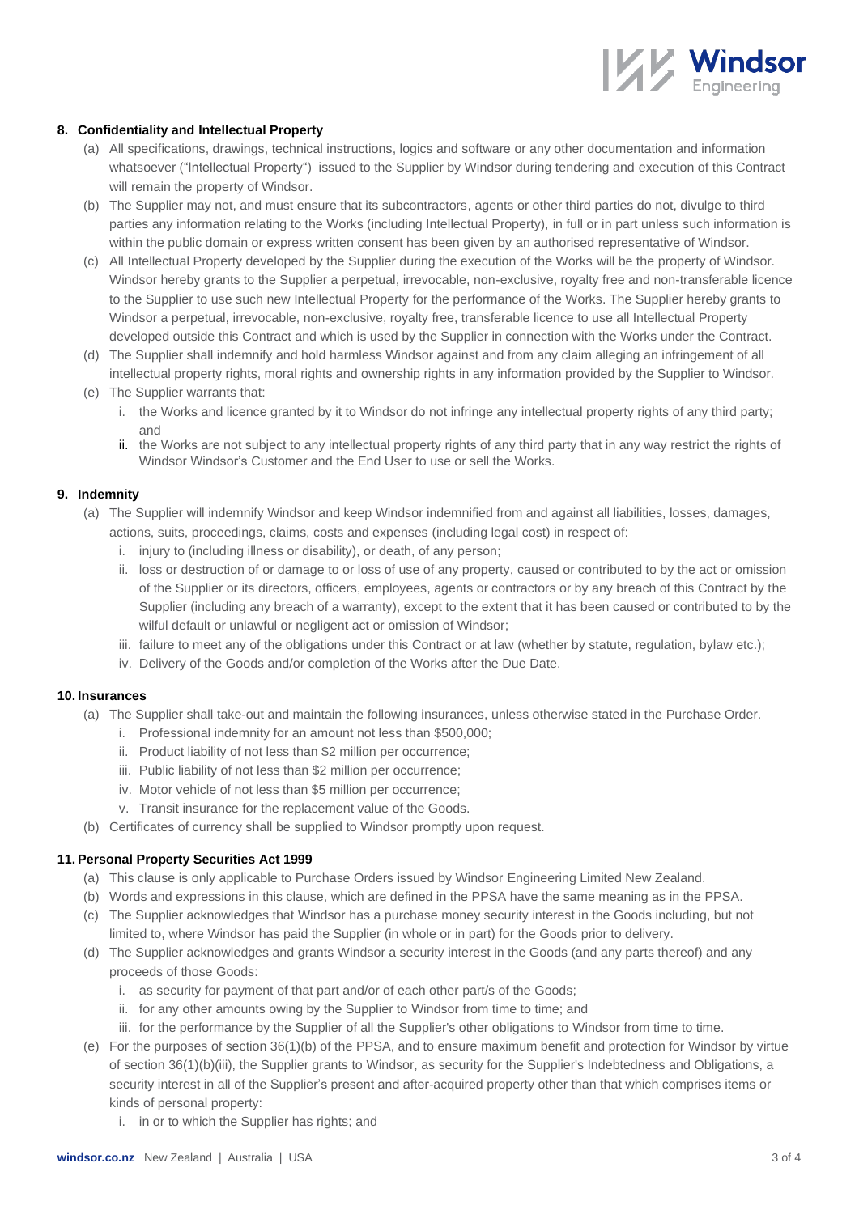## 8. Confidentiality and Intellectual Property

(a) All specifications, drawings, technical instructions, logics and software or any other documentation and information whatsoever ("Intellectual Property") issued to the Supplier by Windsor during tendering and execution of this Contract will remain the property of Windsor.

(b) The Supplier may not, and must ensure that its subcontractors, agents or other third parties do not, divulge to third parties any information relating to the Works (including Intellectual Property), in full or in part unless such information is within the public domain or express written consent has been given by an authorised representative of Windsor.

(c) All Intellectual Property developed by the Supplier during the execution of the Works will be the property of Windsor. Windsor hereby grants to the Supplier a perpetual, irrevocable, non-exclusive, royalty free and non-transferable licence to the Supplier to use such new Intellectual Property for the performance of the Works. The Supplier hereby grants to Windsor a perpetual, irrevocable, non-exclusive, royalty free, transferable licence to use all Intellectual Property developed outside this Contract and which is used by the Supplier in connection with the Works under the Contract.

(d) The Supplier shall indemnify and hold harmless Windsor against and from any claim alleging an infringement of all intellectual property rights, moral rights and ownership rights in any information provided by the Supplier to Windsor.

(e) The Supplier warrants that:

i. the Works and licence granted by it to Windsor do not infringe any intellectual property rights of any third party; and

ii. the Works are not subject to any intellectual property rights of any third party that in any way restrict the rights of Windsor Windsor's Customer and the End User to use or sell the Works.

## 9. Indemnity

(a) The Supplier will indemnify Windsor and keep Windsor indemnified from and against all liabilities, losses, damages, actions, suits, proceedings, claims, costs and expenses (including legal cost) in respect of:

i. injury to (including illness or disability), or death, of any person;

ii. loss or destruction of or damage to or loss of use of any property, caused or contributed to by the act or omission of the Supplier or its directors, officers, employees, agents or contractors or by any breach of this Contract by the Supplier (including any breach of a warranty), except to the extent that it has been caused or contributed to by the wilful default or unlawful or negligent act or omission of Windsor;

iii. failure to meet any of the obligations under this Contract or at law (whether by statute, regulation, bylaw etc.);

iv. Delivery of the Goods and/or completion of the Works after the Due Date.

## 10. Insurances

(a) The Supplier shall take-out and maintain the following insurances, unless otherwise stated in the Purchase Order.

i. Professional indemnity for an amount not less than $500,000;

ii. Product liability of not less than $2 million per occurrence;

iii. Public liability of not less than $2 million per occurrence;

iv. Motor vehicle of not less than $5 million per occurrence;

v. Transit insurance for the replacement value of the Goods.

(b) Certificates of currency shall be supplied to Windsor promptly upon request.

## 11. Personal Property Securities Act 1999

(a) This clause is only applicable to Purchase Orders issued by Windsor Engineering Limited New Zealand.

(b) Words and expressions in this clause, which are defined in the PPSA have the same meaning as in the PPSA.

(c) The Supplier acknowledges that Windsor has a purchase money security interest in the Goods including, but not limited to, where Windsor has paid the Supplier (in whole or in part) for the Goods prior to delivery.

(d) The Supplier acknowledges and grants Windsor a security interest in the Goods (and any parts thereof) and any proceeds of those Goods:

i. as security for payment of that part and/or of each other part/s of the Goods;

ii. for any other amounts owing by the Supplier to Windsor from time to time; and

iii. for the performance by the Supplier of all the Supplier's other obligations to Windsor from time to time.

(e) For the purposes of section 36(1)(b) of the PPSA, and to ensure maximum benefit and protection for Windsor by virtue of section 36(1)(b)(iii), the Supplier grants to Windsor, as security for the Supplier's Indebtedness and Obligations, a security interest in all of the Supplier's present and after-acquired property other than that which comprises items or kinds of personal property:

i. in or to which the Supplier has rights; and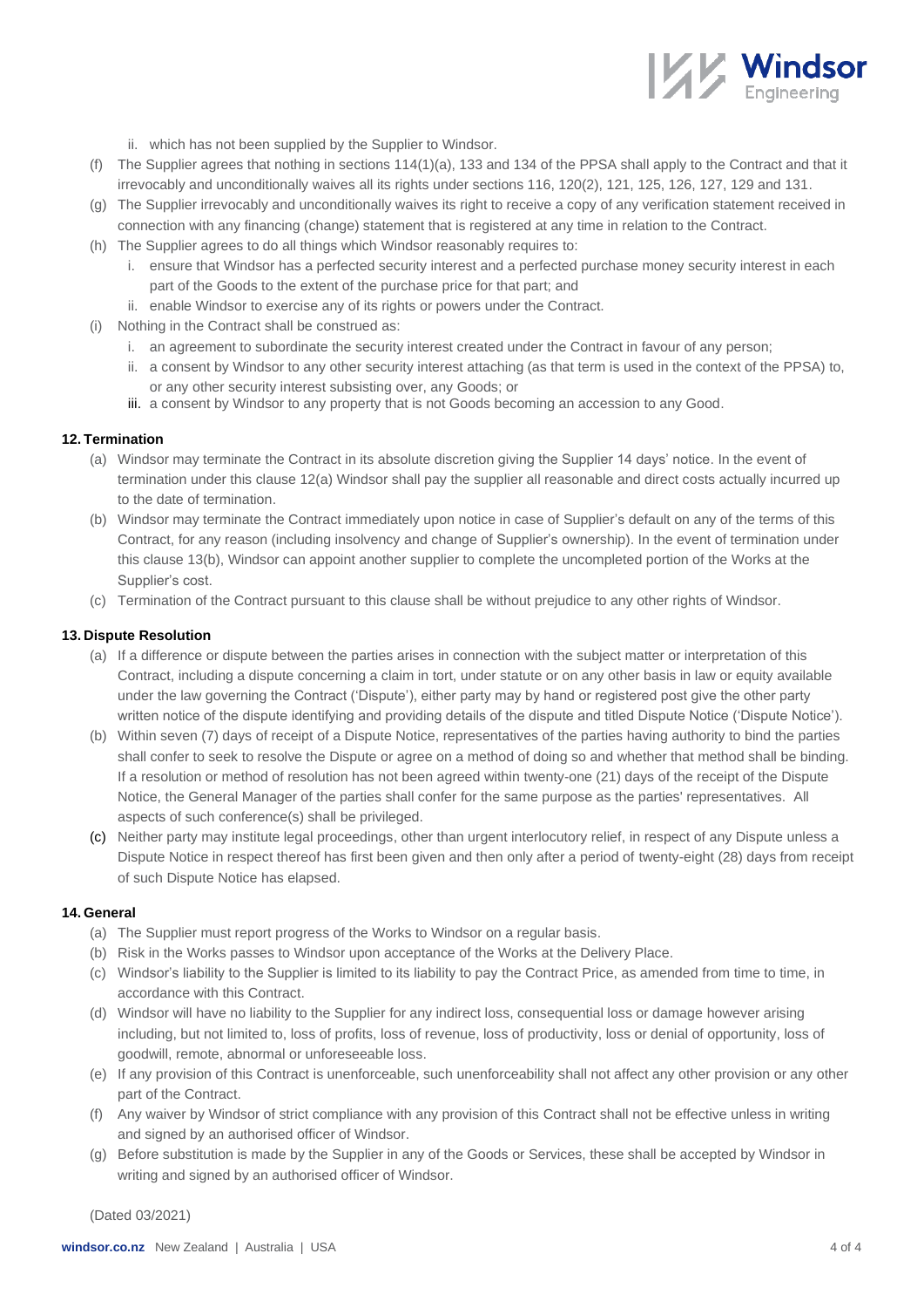ii. which has not been supplied by the Supplier to Windsor.

(f) The Supplier agrees that nothing in sections 114(1)(a), 133 and 134 of the PPSA shall apply to the Contract and that it irrevocably and unconditionally waives all its rights under sections 116, 120(2), 121, 125, 126, 127, 129 and 131.

(g) The Supplier irrevocably and unconditionally waives its right to receive a copy of any verification statement received in connection with any financing (change) statement that is registered at any time in relation to the Contract.

(h) The Supplier agrees to do all things which Windsor reasonably requires to:
   i. ensure that Windsor has a perfected security interest and a perfected purchase money security interest in each part of the Goods to the extent of the purchase price for that part; and
   ii. enable Windsor to exercise any of its rights or powers under the Contract.

(i) Nothing in the Contract shall be construed as:
   i. an agreement to subordinate the security interest created under the Contract in favour of any person;
   ii. a consent by Windsor to any other security interest attaching (as that term is used in the context of the PPSA) to, or any other security interest subsisting over, any Goods; or
   iii. a consent by Windsor to any property that is not Goods becoming an accession to any Good.

**12. Termination**

(a) Windsor may terminate the Contract in its absolute discretion giving the Supplier 14 days' notice. In the event of termination under this clause 12(a) Windsor shall pay the supplier all reasonable and direct costs actually incurred up to the date of termination.

(b) Windsor may terminate the Contract immediately upon notice in case of Supplier's default on any of the terms of this Contract, for any reason (including insolvency and change of Supplier's ownership). In the event of termination under this clause 13(b), Windsor can appoint another supplier to complete the uncompleted portion of the Works at the Supplier's cost.

(c) Termination of the Contract pursuant to this clause shall be without prejudice to any other rights of Windsor.

**13. Dispute Resolution**

(a) If a difference or dispute between the parties arises in connection with the subject matter or interpretation of this Contract, including a dispute concerning a claim in tort, under statute or on any other basis in law or equity available under the law governing the Contract ('Dispute'), either party may by hand or registered post give the other party written notice of the dispute identifying and providing details of the dispute and titled Dispute Notice ('Dispute Notice').

(b) Within seven (7) days of receipt of a Dispute Notice, representatives of the parties having authority to bind the parties shall confer to seek to resolve the Dispute or agree on a method of doing so and whether that method shall be binding. If a resolution or method of resolution has not been agreed within twenty-one (21) days of the receipt of the Dispute Notice, the General Manager of the parties shall confer for the same purpose as the parties' representatives. All aspects of such conference(s) shall be privileged.

(c) Neither party may institute legal proceedings, other than urgent interlocutory relief, in respect of any Dispute unless a Dispute Notice in respect thereof has first been given and then only after a period of twenty-eight (28) days from receipt of such Dispute Notice has elapsed.

**14. General**

(a) The Supplier must report progress of the Works to Windsor on a regular basis.

(b) Risk in the Works passes to Windsor upon acceptance of the Works at the Delivery Place.

(c) Windsor's liability to the Supplier is limited to its liability to pay the Contract Price, as amended from time to time, in accordance with this Contract.

(d) Windsor will have no liability to the Supplier for any indirect loss, consequential loss or damage however arising including, but not limited to, loss of profits, loss of revenue, loss of productivity, loss or denial of opportunity, loss of goodwill, remote, abnormal or unforeseeable loss.

(e) If any provision of this Contract is unenforceable, such unenforceability shall not affect any other provision or any other part of the Contract.

(f) Any waiver by Windsor of strict compliance with any provision of this Contract shall not be effective unless in writing and signed by an authorised officer of Windsor.

(g) Before substitution is made by the Supplier in any of the Goods or Services, these shall be accepted by Windsor in writing and signed by an authorised officer of Windsor.

(Dated 03/2021)